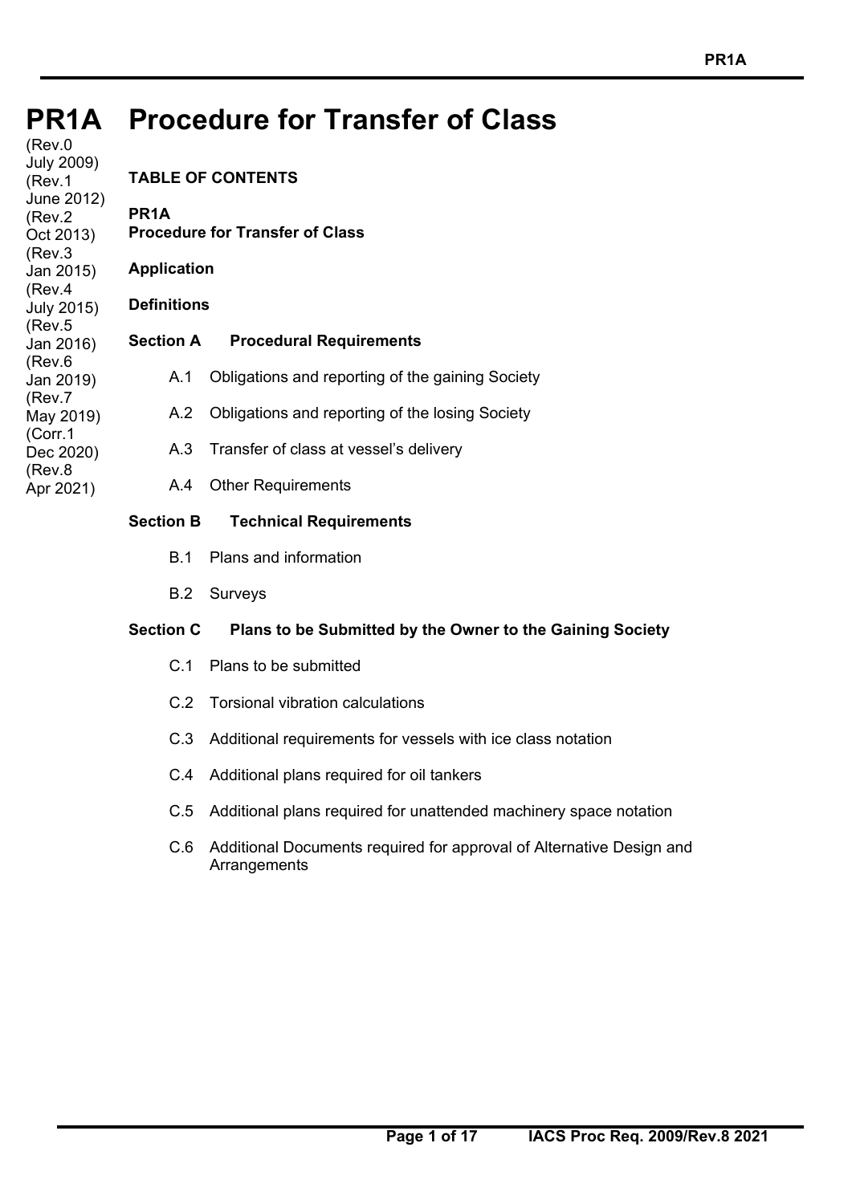# PR1A Procedure for Transfer of Class

(Rev.0 July 2009)
(Rev.1 June 2012)
(Rev.2 Oct 2013)
(Rev.3 Jan 2015)
(Rev.4 July 2015)
(Rev.5 Jan 2016)
(Rev.6 Jan 2019)
(Rev.7 May 2019)
(Corr.1 Dec 2020)
(Rev.8 Apr 2021)

**TABLE OF CONTENTS**

**PR1A**
**Procedure for Transfer of Class**

**Application**

**Definitions**

**Section A Procedural Requirements**

- A.1 Obligations and reporting of the gaining Society
- A.2 Obligations and reporting of the losing Society
- A.3 Transfer of class at vessel's delivery
- A.4 Other Requirements

**Section B Technical Requirements**

- B.1 Plans and information
- B.2 Surveys

**Section C Plans to be Submitted by the Owner to the Gaining Society**

- C.1 Plans to be submitted
- C.2 Torsional vibration calculations
- C.3 Additional requirements for vessels with ice class notation
- C.4 Additional plans required for oil tankers
- C.5 Additional plans required for unattended machinery space notation
- C.6 Additional Documents required for approval of Alternative Design and Arrangements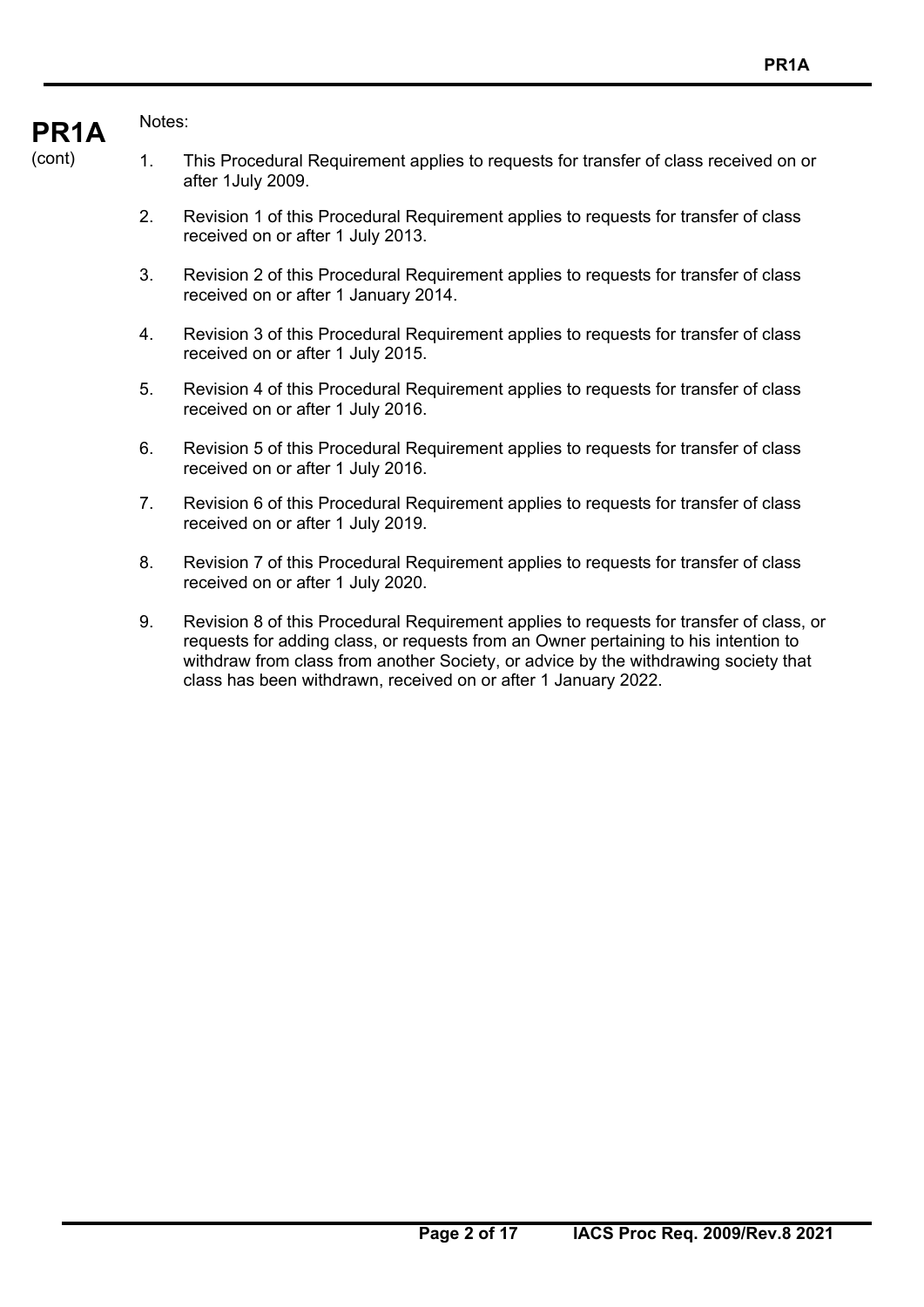**PR1A**
(cont)

Notes:

1. This Procedural Requirement applies to requests for transfer of class received on or after 1July 2009.

2. Revision 1 of this Procedural Requirement applies to requests for transfer of class received on or after 1 July 2013.

3. Revision 2 of this Procedural Requirement applies to requests for transfer of class received on or after 1 January 2014.

4. Revision 3 of this Procedural Requirement applies to requests for transfer of class received on or after 1 July 2015.

5. Revision 4 of this Procedural Requirement applies to requests for transfer of class received on or after 1 July 2016.

6. Revision 5 of this Procedural Requirement applies to requests for transfer of class received on or after 1 July 2016.

7. Revision 6 of this Procedural Requirement applies to requests for transfer of class received on or after 1 July 2019.

8. Revision 7 of this Procedural Requirement applies to requests for transfer of class received on or after 1 July 2020.

9. Revision 8 of this Procedural Requirement applies to requests for transfer of class, or requests for adding class, or requests from an Owner pertaining to his intention to withdraw from class from another Society, or advice by the withdrawing society that class has been withdrawn, received on or after 1 January 2022.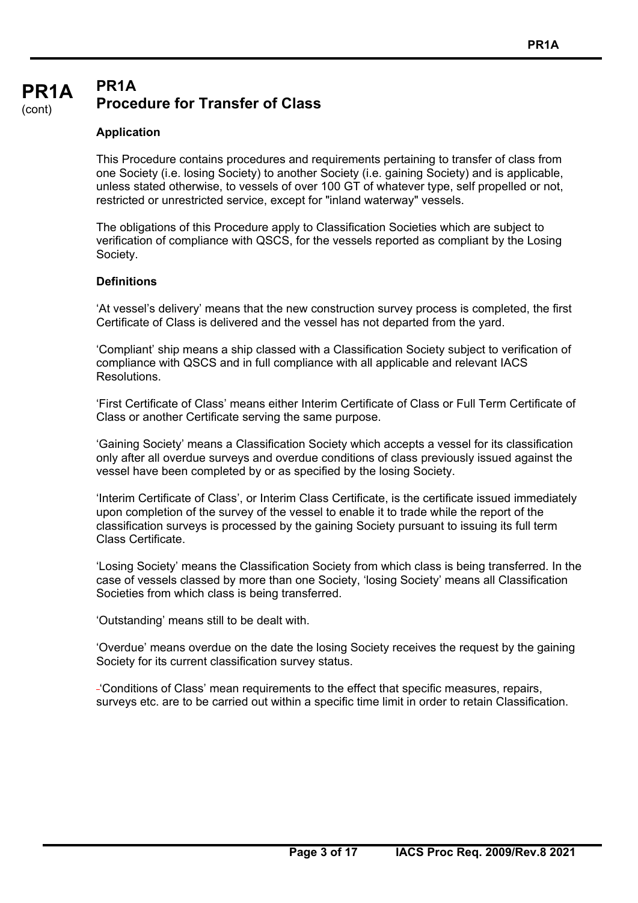# PR1A Procedure for Transfer of Class

### Application

This Procedure contains procedures and requirements pertaining to transfer of class from one Society (i.e. losing Society) to another Society (i.e. gaining Society) and is applicable, unless stated otherwise, to vessels of over 100 GT of whatever type, self propelled or not, restricted or unrestricted service, except for "inland waterway" vessels.

The obligations of this Procedure apply to Classification Societies which are subject to verification of compliance with QSCS, for the vessels reported as compliant by the Losing Society.

### Definitions

'At vessel's delivery' means that the new construction survey process is completed, the first Certificate of Class is delivered and the vessel has not departed from the yard.

'Compliant' ship means a ship classed with a Classification Society subject to verification of compliance with QSCS and in full compliance with all applicable and relevant IACS Resolutions.

'First Certificate of Class' means either Interim Certificate of Class or Full Term Certificate of Class or another Certificate serving the same purpose.

'Gaining Society' means a Classification Society which accepts a vessel for its classification only after all overdue surveys and overdue conditions of class previously issued against the vessel have been completed by or as specified by the losing Society.

'Interim Certificate of Class', or Interim Class Certificate, is the certificate issued immediately upon completion of the survey of the vessel to enable it to trade while the report of the classification surveys is processed by the gaining Society pursuant to issuing its full term Class Certificate.

'Losing Society' means the Classification Society from which class is being transferred. In the case of vessels classed by more than one Society, 'losing Society' means all Classification Societies from which class is being transferred.

'Outstanding' means still to be dealt with.

'Overdue' means overdue on the date the losing Society receives the request by the gaining Society for its current classification survey status.

'Conditions of Class' mean requirements to the effect that specific measures, repairs, surveys etc. are to be carried out within a specific time limit in order to retain Classification.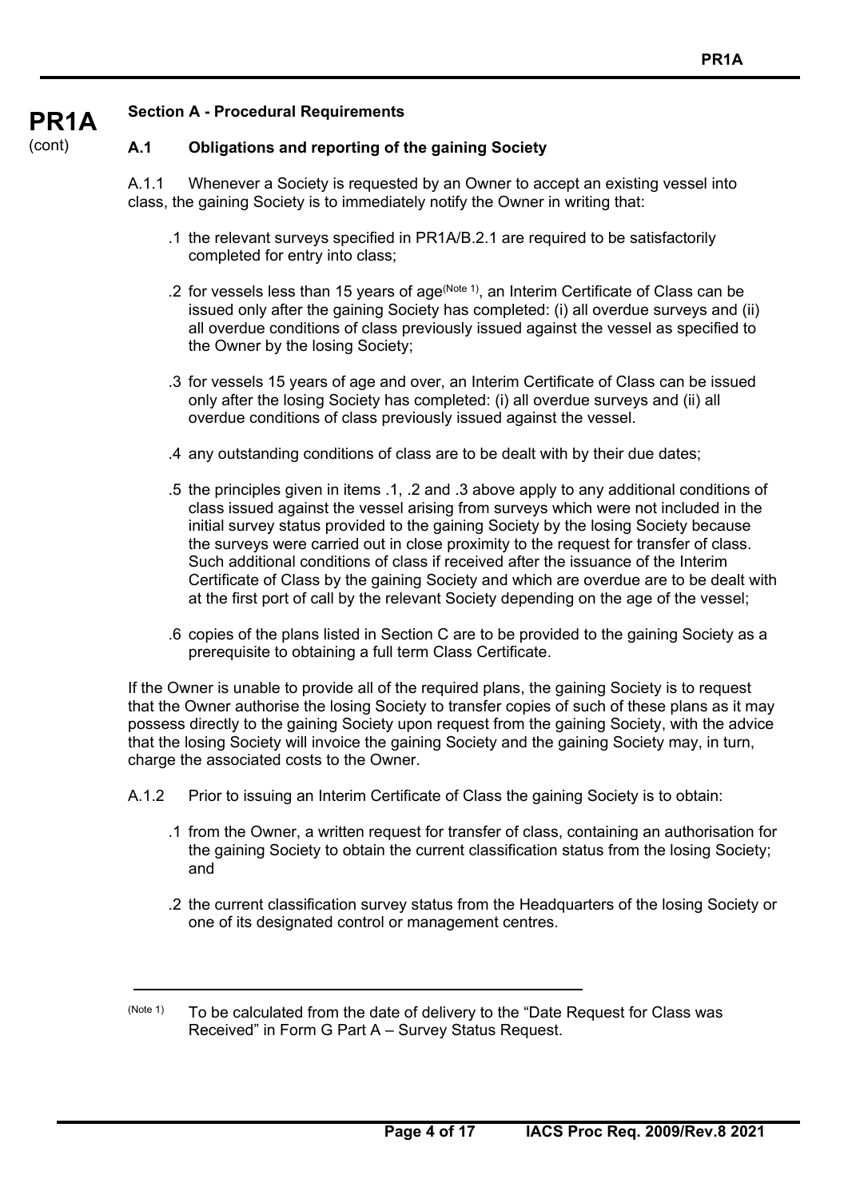## Section A - Procedural Requirements

### A.1 Obligations and reporting of the gaining Society

A.1.1 Whenever a Society is requested by an Owner to accept an existing vessel into class, the gaining Society is to immediately notify the Owner in writing that:

.1 the relevant surveys specified in PR1A/B.2.1 are required to be satisfactorily completed for entry into class;

.2 for vessels less than 15 years of age[(Note 1)], an Interim Certificate of Class can be issued only after the gaining Society has completed: (i) all overdue surveys and (ii) all overdue conditions of class previously issued against the vessel as specified to the Owner by the losing Society;

.3 for vessels 15 years of age and over, an Interim Certificate of Class can be issued only after the losing Society has completed: (i) all overdue surveys and (ii) all overdue conditions of class previously issued against the vessel.

.4 any outstanding conditions of class are to be dealt with by their due dates;

.5 the principles given in items .1, .2 and .3 above apply to any additional conditions of class issued against the vessel arising from surveys which were not included in the initial survey status provided to the gaining Society by the losing Society because the surveys were carried out in close proximity to the request for transfer of class. Such additional conditions of class if received after the issuance of the Interim Certificate of Class by the gaining Society and which are overdue are to be dealt with at the first port of call by the relevant Society depending on the age of the vessel;

.6 copies of the plans listed in Section C are to be provided to the gaining Society as a prerequisite to obtaining a full term Class Certificate.

If the Owner is unable to provide all of the required plans, the gaining Society is to request that the Owner authorise the losing Society to transfer copies of such of these plans as it may possess directly to the gaining Society upon request from the gaining Society, with the advice that the losing Society will invoice the gaining Society and the gaining Society may, in turn, charge the associated costs to the Owner.

A.1.2 Prior to issuing an Interim Certificate of Class the gaining Society is to obtain:

.1 from the Owner, a written request for transfer of class, containing an authorisation for the gaining Society to obtain the current classification status from the losing Society; and

.2 the current classification survey status from the Headquarters of the losing Society or one of its designated control or management centres.

---

(Note 1) To be calculated from the date of delivery to the "Date Request for Class was Received" in Form G Part A – Survey Status Request.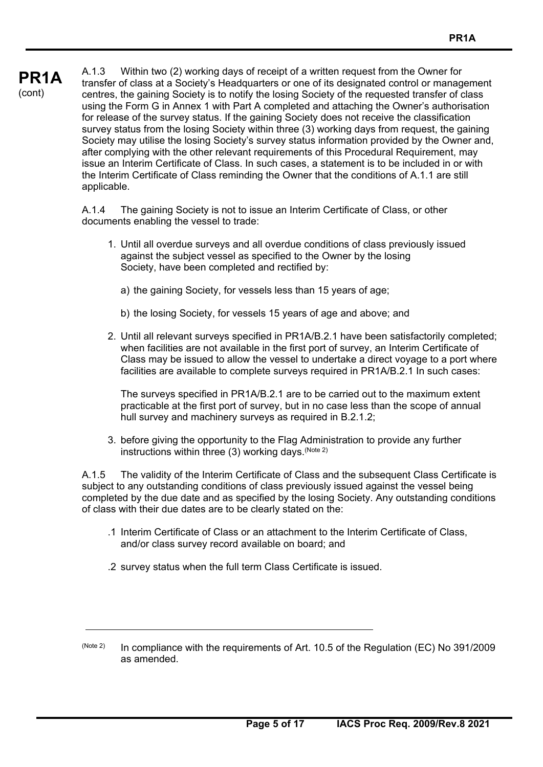A.1.3 Within two (2) working days of receipt of a written request from the Owner for transfer of class at a Society's Headquarters or one of its designated control or management centres, the gaining Society is to notify the losing Society of the requested transfer of class using the Form G in Annex 1 with Part A completed and attaching the Owner's authorisation for release of the survey status. If the gaining Society does not receive the classification survey status from the losing Society within three (3) working days from request, the gaining Society may utilise the losing Society's survey status information provided by the Owner and, after complying with the other relevant requirements of this Procedural Requirement, may issue an Interim Certificate of Class. In such cases, a statement is to be included in or with the Interim Certificate of Class reminding the Owner that the conditions of A.1.1 are still applicable.

A.1.4 The gaining Society is not to issue an Interim Certificate of Class, or other documents enabling the vessel to trade:

1. Until all overdue surveys and all overdue conditions of class previously issued against the subject vessel as specified to the Owner by the losing Society, have been completed and rectified by:

   a) the gaining Society, for vessels less than 15 years of age;

   b) the losing Society, for vessels 15 years of age and above; and

2. Until all relevant surveys specified in PR1A/B.2.1 have been satisfactorily completed; when facilities are not available in the first port of survey, an Interim Certificate of Class may be issued to allow the vessel to undertake a direct voyage to a port where facilities are available to complete surveys required in PR1A/B.2.1 In such cases:

   The surveys specified in PR1A/B.2.1 are to be carried out to the maximum extent practicable at the first port of survey, but in no case less than the scope of annual hull survey and machinery surveys as required in B.2.1.2;

3. before giving the opportunity to the Flag Administration to provide any further instructions within three (3) working days.(Note 2)

A.1.5 The validity of the Interim Certificate of Class and the subsequent Class Certificate is subject to any outstanding conditions of class previously issued against the vessel being completed by the due date and as specified by the losing Society. Any outstanding conditions of class with their due dates are to be clearly stated on the:

.1 Interim Certificate of Class or an attachment to the Interim Certificate of Class, and/or class survey record available on board; and

.2 survey status when the full term Class Certificate is issued.

---

(Note 2) In compliance with the requirements of Art. 10.5 of the Regulation (EC) No 391/2009 as amended.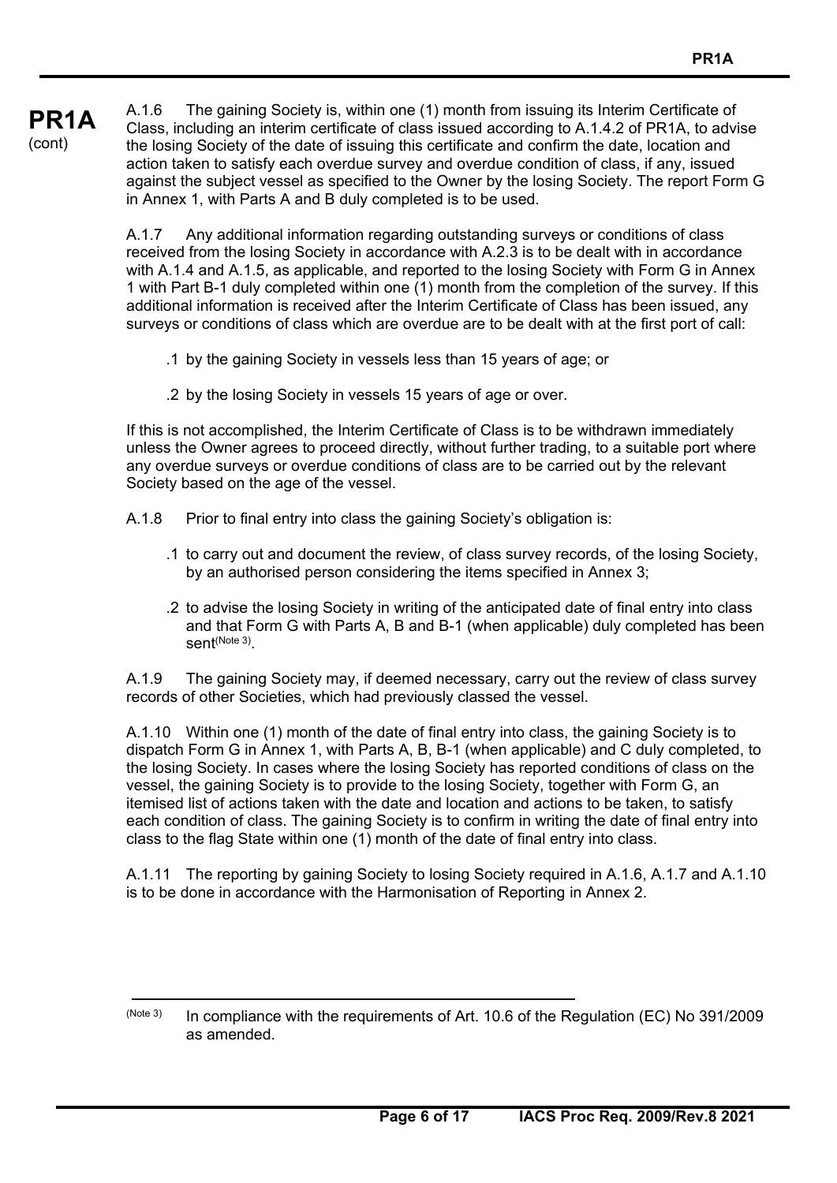A.1.6 The gaining Society is, within one (1) month from issuing its Interim Certificate of Class, including an interim certificate of class issued according to A.1.4.2 of PR1A, to advise the losing Society of the date of issuing this certificate and confirm the date, location and action taken to satisfy each overdue survey and overdue condition of class, if any, issued against the subject vessel as specified to the Owner by the losing Society. The report Form G in Annex 1, with Parts A and B duly completed is to be used.

A.1.7 Any additional information regarding outstanding surveys or conditions of class received from the losing Society in accordance with A.2.3 is to be dealt with in accordance with A.1.4 and A.1.5, as applicable, and reported to the losing Society with Form G in Annex 1 with Part B-1 duly completed within one (1) month from the completion of the survey. If this additional information is received after the Interim Certificate of Class has been issued, any surveys or conditions of class which are overdue are to be dealt with at the first port of call:

.1 by the gaining Society in vessels less than 15 years of age; or

.2 by the losing Society in vessels 15 years of age or over.

If this is not accomplished, the Interim Certificate of Class is to be withdrawn immediately unless the Owner agrees to proceed directly, without further trading, to a suitable port where any overdue surveys or overdue conditions of class are to be carried out by the relevant Society based on the age of the vessel.

A.1.8 Prior to final entry into class the gaining Society's obligation is:

.1 to carry out and document the review, of class survey records, of the losing Society, by an authorised person considering the items specified in Annex 3;

.2 to advise the losing Society in writing of the anticipated date of final entry into class and that Form G with Parts A, B and B-1 (when applicable) duly completed has been sent[Note 3].

A.1.9 The gaining Society may, if deemed necessary, carry out the review of class survey records of other Societies, which had previously classed the vessel.

A.1.10 Within one (1) month of the date of final entry into class, the gaining Society is to dispatch Form G in Annex 1, with Parts A, B, B-1 (when applicable) and C duly completed, to the losing Society. In cases where the losing Society has reported conditions of class on the vessel, the gaining Society is to provide to the losing Society, together with Form G, an itemised list of actions taken with the date and location and actions to be taken, to satisfy each condition of class. The gaining Society is to confirm in writing the date of final entry into class to the flag State within one (1) month of the date of final entry into class.

A.1.11 The reporting by gaining Society to losing Society required in A.1.6, A.1.7 and A.1.10 is to be done in accordance with the Harmonisation of Reporting in Annex 2.

---

[Note 3] In compliance with the requirements of Art. 10.6 of the Regulation (EC) No 391/2009 as amended.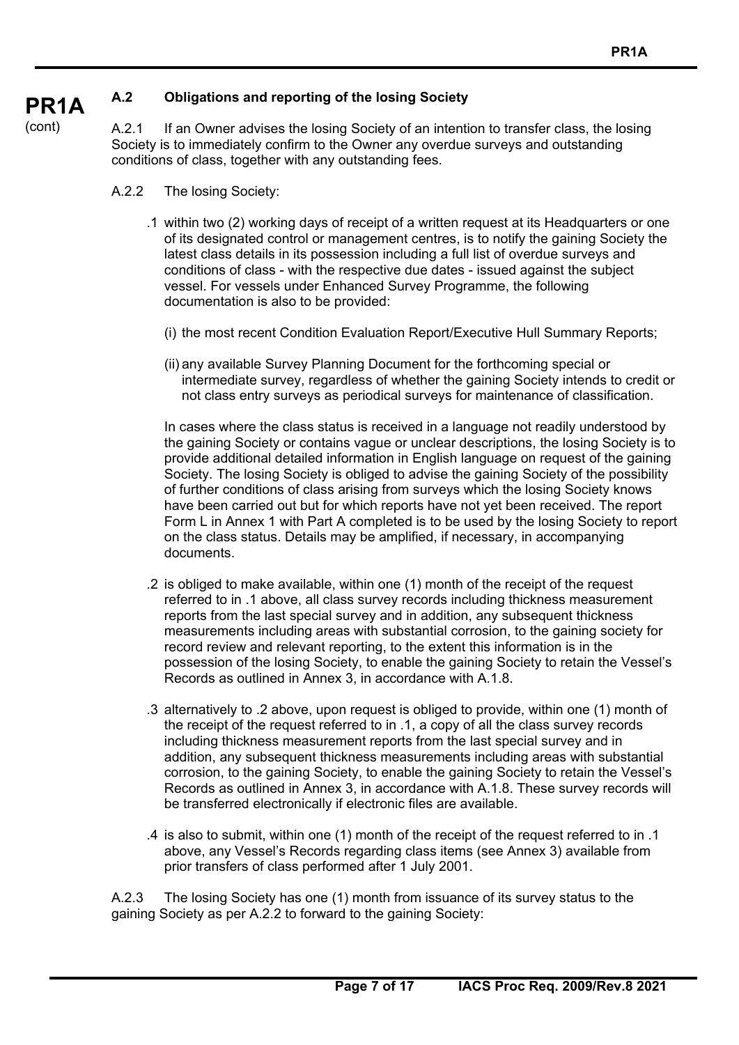### A.2 Obligations and reporting of the losing Society

A.2.1 If an Owner advises the losing Society of an intention to transfer class, the losing Society is to immediately confirm to the Owner any overdue surveys and outstanding conditions of class, together with any outstanding fees.

A.2.2 The losing Society:

.1 within two (2) working days of receipt of a written request at its Headquarters or one of its designated control or management centres, is to notify the gaining Society the latest class details in its possession including a full list of overdue surveys and conditions of class - with the respective due dates - issued against the subject vessel. For vessels under Enhanced Survey Programme, the following documentation is also to be provided:

(i) the most recent Condition Evaluation Report/Executive Hull Summary Reports;

(ii) any available Survey Planning Document for the forthcoming special or intermediate survey, regardless of whether the gaining Society intends to credit or not class entry surveys as periodical surveys for maintenance of classification.

In cases where the class status is received in a language not readily understood by the gaining Society or contains vague or unclear descriptions, the losing Society is to provide additional detailed information in English language on request of the gaining Society. The losing Society is obliged to advise the gaining Society of the possibility of further conditions of class arising from surveys which the losing Society knows have been carried out but for which reports have not yet been received. The report Form L in Annex 1 with Part A completed is to be used by the losing Society to report on the class status. Details may be amplified, if necessary, in accompanying documents.

.2 is obliged to make available, within one (1) month of the receipt of the request referred to in .1 above, all class survey records including thickness measurement reports from the last special survey and in addition, any subsequent thickness measurements including areas with substantial corrosion, to the gaining society for record review and relevant reporting, to the extent this information is in the possession of the losing Society, to enable the gaining Society to retain the Vessel's Records as outlined in Annex 3, in accordance with A.1.8.

.3 alternatively to .2 above, upon request is obliged to provide, within one (1) month of the receipt of the request referred to in .1, a copy of all the class survey records including thickness measurement reports from the last special survey and in addition, any subsequent thickness measurements including areas with substantial corrosion, to the gaining Society, to enable the gaining Society to retain the Vessel's Records as outlined in Annex 3, in accordance with A.1.8. These survey records will be transferred electronically if electronic files are available.

.4 is also to submit, within one (1) month of the receipt of the request referred to in .1 above, any Vessel's Records regarding class items (see Annex 3) available from prior transfers of class performed after 1 July 2001.

A.2.3 The losing Society has one (1) month from issuance of its survey status to the gaining Society as per A.2.2 to forward to the gaining Society: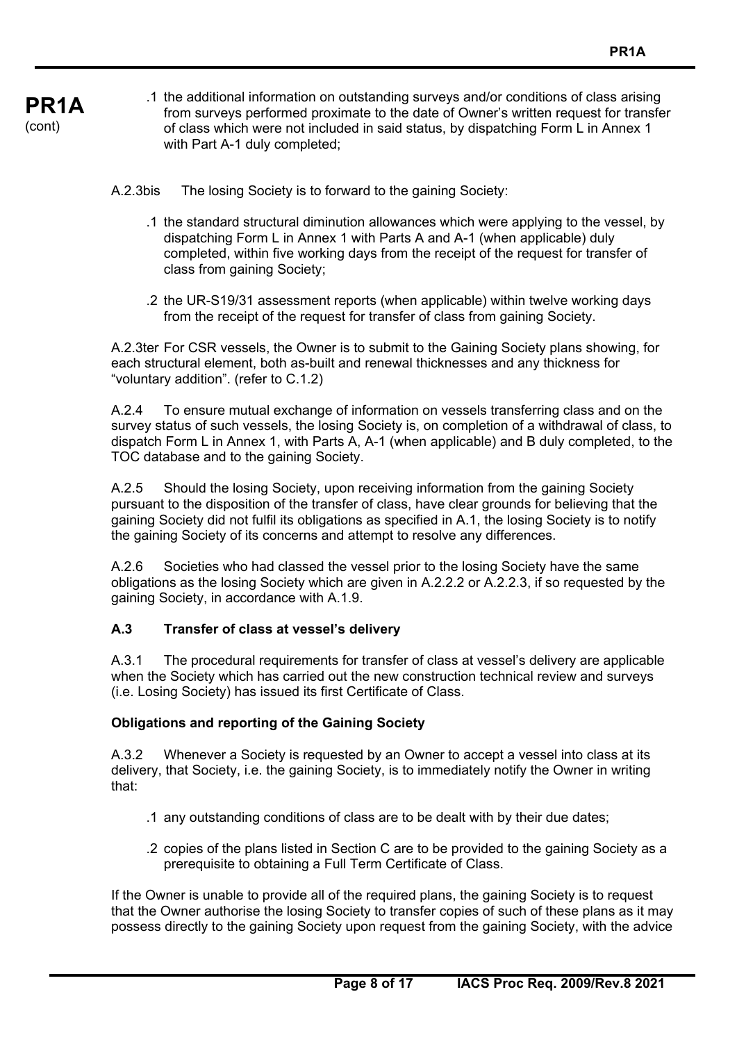.1 the additional information on outstanding surveys and/or conditions of class arising from surveys performed proximate to the date of Owner's written request for transfer of class which were not included in said status, by dispatching Form L in Annex 1 with Part A-1 duly completed;

A.2.3bis The losing Society is to forward to the gaining Society:

.1 the standard structural diminution allowances which were applying to the vessel, by dispatching Form L in Annex 1 with Parts A and A-1 (when applicable) duly completed, within five working days from the receipt of the request for transfer of class from gaining Society;

.2 the UR-S19/31 assessment reports (when applicable) within twelve working days from the receipt of the request for transfer of class from gaining Society.

A.2.3ter For CSR vessels, the Owner is to submit to the Gaining Society plans showing, for each structural element, both as-built and renewal thicknesses and any thickness for "voluntary addition". (refer to C.1.2)

A.2.4 To ensure mutual exchange of information on vessels transferring class and on the survey status of such vessels, the losing Society is, on completion of a withdrawal of class, to dispatch Form L in Annex 1, with Parts A, A-1 (when applicable) and B duly completed, to the TOC database and to the gaining Society.

A.2.5 Should the losing Society, upon receiving information from the gaining Society pursuant to the disposition of the transfer of class, have clear grounds for believing that the gaining Society did not fulfil its obligations as specified in A.1, the losing Society is to notify the gaining Society of its concerns and attempt to resolve any differences.

A.2.6 Societies who had classed the vessel prior to the losing Society have the same obligations as the losing Society which are given in A.2.2.2 or A.2.2.3, if so requested by the gaining Society, in accordance with A.1.9.

### A.3 Transfer of class at vessel's delivery

A.3.1 The procedural requirements for transfer of class at vessel's delivery are applicable when the Society which has carried out the new construction technical review and surveys (i.e. Losing Society) has issued its first Certificate of Class.

**Obligations and reporting of the Gaining Society**

A.3.2 Whenever a Society is requested by an Owner to accept a vessel into class at its delivery, that Society, i.e. the gaining Society, is to immediately notify the Owner in writing that:

.1 any outstanding conditions of class are to be dealt with by their due dates;

.2 copies of the plans listed in Section C are to be provided to the gaining Society as a prerequisite to obtaining a Full Term Certificate of Class.

If the Owner is unable to provide all of the required plans, the gaining Society is to request that the Owner authorise the losing Society to transfer copies of such of these plans as it may possess directly to the gaining Society upon request from the gaining Society, with the advice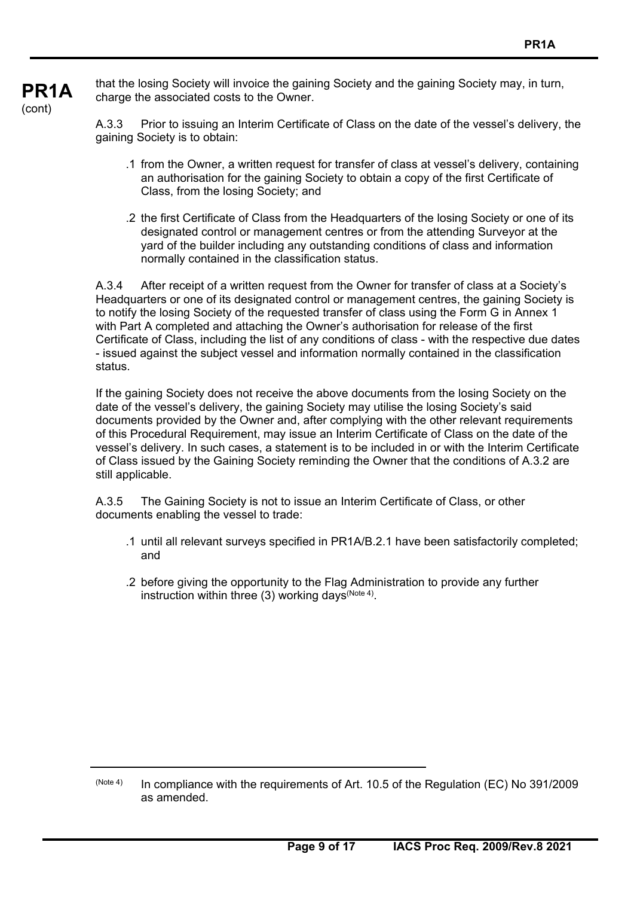that the losing Society will invoice the gaining Society and the gaining Society may, in turn, charge the associated costs to the Owner.

A.3.3 Prior to issuing an Interim Certificate of Class on the date of the vessel's delivery, the gaining Society is to obtain:

.1 from the Owner, a written request for transfer of class at vessel's delivery, containing an authorisation for the gaining Society to obtain a copy of the first Certificate of Class, from the losing Society; and

.2 the first Certificate of Class from the Headquarters of the losing Society or one of its designated control or management centres or from the attending Surveyor at the yard of the builder including any outstanding conditions of class and information normally contained in the classification status.

A.3.4 After receipt of a written request from the Owner for transfer of class at a Society's Headquarters or one of its designated control or management centres, the gaining Society is to notify the losing Society of the requested transfer of class using the Form G in Annex 1 with Part A completed and attaching the Owner's authorisation for release of the first Certificate of Class, including the list of any conditions of class - with the respective due dates - issued against the subject vessel and information normally contained in the classification status.

If the gaining Society does not receive the above documents from the losing Society on the date of the vessel's delivery, the gaining Society may utilise the losing Society's said documents provided by the Owner and, after complying with the other relevant requirements of this Procedural Requirement, may issue an Interim Certificate of Class on the date of the vessel's delivery. In such cases, a statement is to be included in or with the Interim Certificate of Class issued by the Gaining Society reminding the Owner that the conditions of A.3.2 are still applicable.

A.3.5 The Gaining Society is not to issue an Interim Certificate of Class, or other documents enabling the vessel to trade:

.1 until all relevant surveys specified in PR1A/B.2.1 have been satisfactorily completed; and

.2 before giving the opportunity to the Flag Administration to provide any further instruction within three (3) working days[Note 4].

---

[Note 4] In compliance with the requirements of Art. 10.5 of the Regulation (EC) No 391/2009 as amended.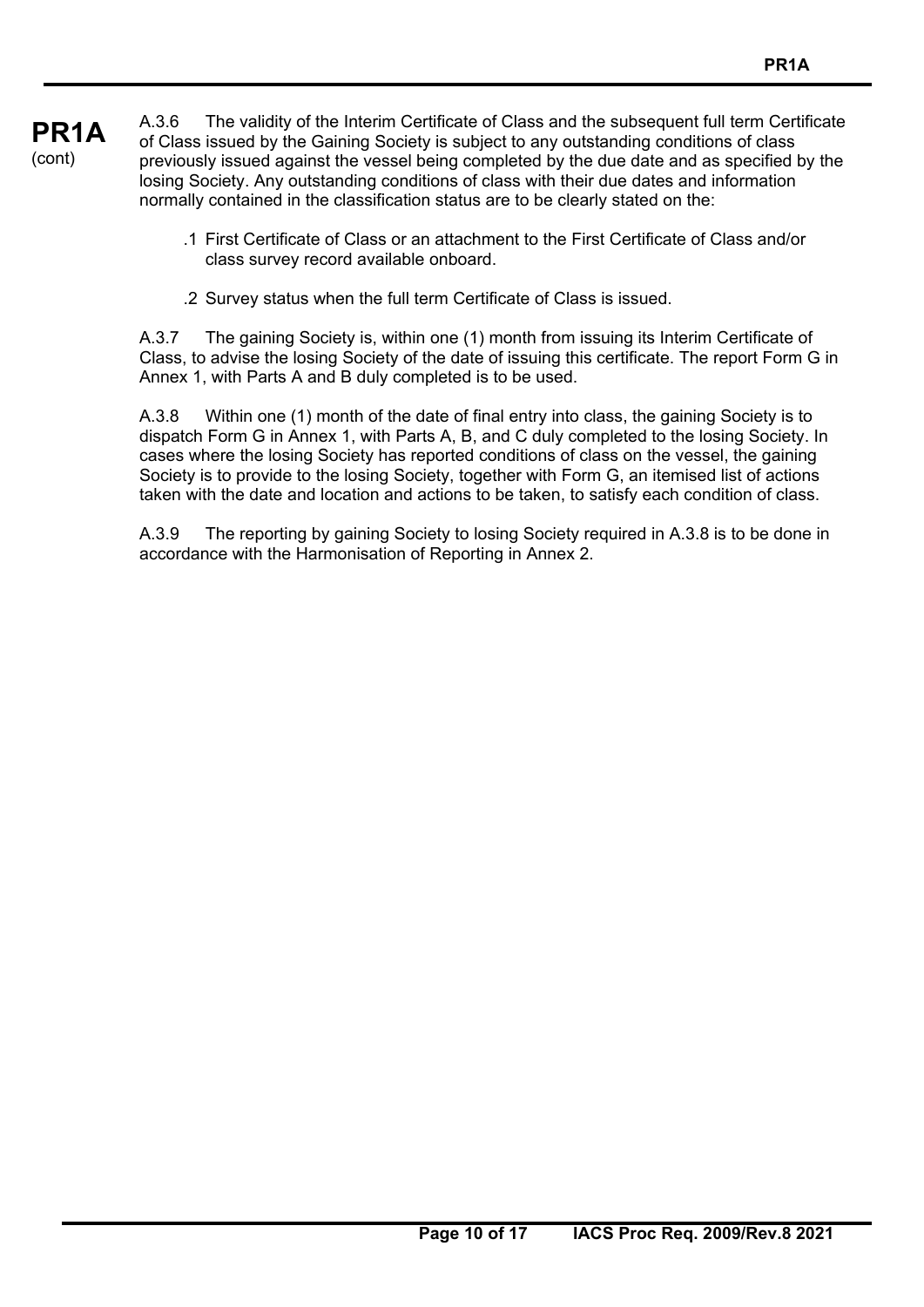A.3.6 The validity of the Interim Certificate of Class and the subsequent full term Certificate of Class issued by the Gaining Society is subject to any outstanding conditions of class previously issued against the vessel being completed by the due date and as specified by the losing Society. Any outstanding conditions of class with their due dates and information normally contained in the classification status are to be clearly stated on the:

.1 First Certificate of Class or an attachment to the First Certificate of Class and/or class survey record available onboard.

.2 Survey status when the full term Certificate of Class is issued.

A.3.7 The gaining Society is, within one (1) month from issuing its Interim Certificate of Class, to advise the losing Society of the date of issuing this certificate. The report Form G in Annex 1, with Parts A and B duly completed is to be used.

A.3.8 Within one (1) month of the date of final entry into class, the gaining Society is to dispatch Form G in Annex 1, with Parts A, B, and C duly completed to the losing Society. In cases where the losing Society has reported conditions of class on the vessel, the gaining Society is to provide to the losing Society, together with Form G, an itemised list of actions taken with the date and location and actions to be taken, to satisfy each condition of class.

A.3.9 The reporting by gaining Society to losing Society required in A.3.8 is to be done in accordance with the Harmonisation of Reporting in Annex 2.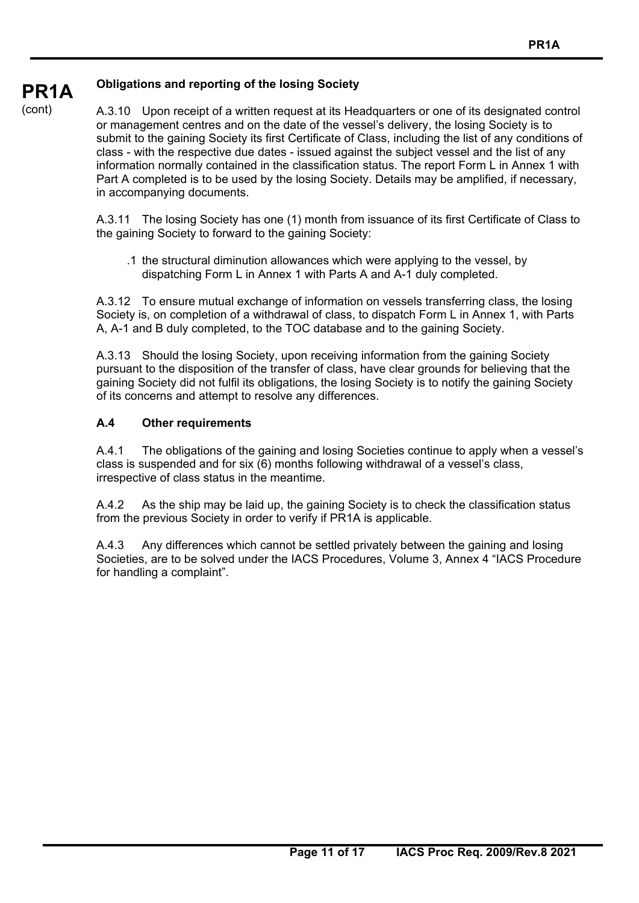**Obligations and reporting of the losing Society**

A.3.10 Upon receipt of a written request at its Headquarters or one of its designated control or management centres and on the date of the vessel's delivery, the losing Society is to submit to the gaining Society its first Certificate of Class, including the list of any conditions of class - with the respective due dates - issued against the subject vessel and the list of any information normally contained in the classification status. The report Form L in Annex 1 with Part A completed is to be used by the losing Society. Details may be amplified, if necessary, in accompanying documents.

A.3.11 The losing Society has one (1) month from issuance of its first Certificate of Class to the gaining Society to forward to the gaining Society:

.1 the structural diminution allowances which were applying to the vessel, by dispatching Form L in Annex 1 with Parts A and A-1 duly completed.

A.3.12 To ensure mutual exchange of information on vessels transferring class, the losing Society is, on completion of a withdrawal of class, to dispatch Form L in Annex 1, with Parts A, A-1 and B duly completed, to the TOC database and to the gaining Society.

A.3.13 Should the losing Society, upon receiving information from the gaining Society pursuant to the disposition of the transfer of class, have clear grounds for believing that the gaining Society did not fulfil its obligations, the losing Society is to notify the gaining Society of its concerns and attempt to resolve any differences.

### A.4 Other requirements

A.4.1 The obligations of the gaining and losing Societies continue to apply when a vessel's class is suspended and for six (6) months following withdrawal of a vessel's class, irrespective of class status in the meantime.

A.4.2 As the ship may be laid up, the gaining Society is to check the classification status from the previous Society in order to verify if PR1A is applicable.

A.4.3 Any differences which cannot be settled privately between the gaining and losing Societies, are to be solved under the IACS Procedures, Volume 3, Annex 4 "IACS Procedure for handling a complaint".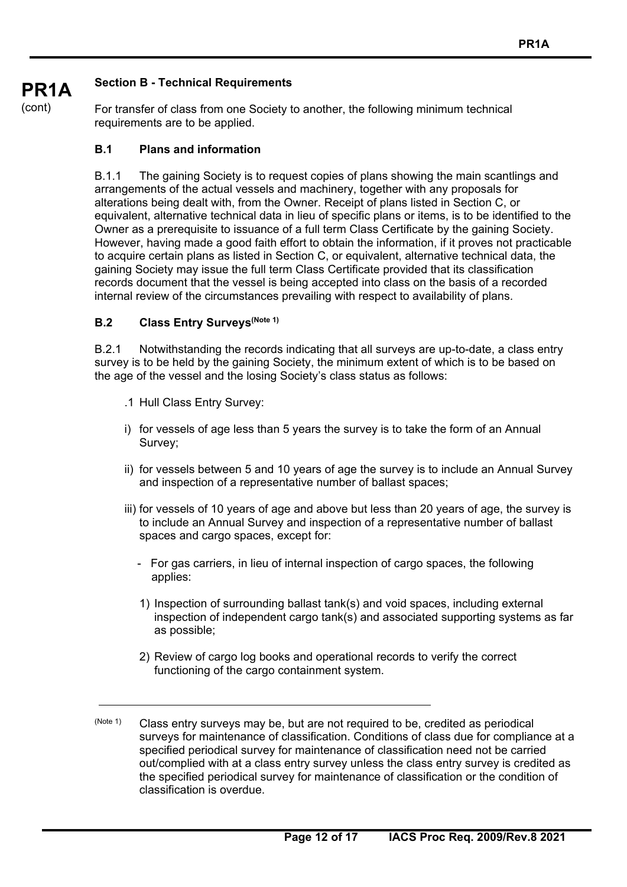**PR1A** (cont)

## Section B - Technical Requirements

For transfer of class from one Society to another, the following minimum technical requirements are to be applied.

### B.1 Plans and information

B.1.1 The gaining Society is to request copies of plans showing the main scantlings and arrangements of the actual vessels and machinery, together with any proposals for alterations being dealt with, from the Owner. Receipt of plans listed in Section C, or equivalent, alternative technical data in lieu of specific plans or items, is to be identified to the Owner as a prerequisite to issuance of a full term Class Certificate by the gaining Society. However, having made a good faith effort to obtain the information, if it proves not practicable to acquire certain plans as listed in Section C, or equivalent, alternative technical data, the gaining Society may issue the full term Class Certificate provided that its classification records document that the vessel is being accepted into class on the basis of a recorded internal review of the circumstances prevailing with respect to availability of plans.

### B.2 Class Entry Surveys[(Note 1)]

B.2.1 Notwithstanding the records indicating that all surveys are up-to-date, a class entry survey is to be held by the gaining Society, the minimum extent of which is to be based on the age of the vessel and the losing Society's class status as follows:

.1 Hull Class Entry Survey:

i) for vessels of age less than 5 years the survey is to take the form of an Annual Survey;

ii) for vessels between 5 and 10 years of age the survey is to include an Annual Survey and inspection of a representative number of ballast spaces;

iii) for vessels of 10 years of age and above but less than 20 years of age, the survey is to include an Annual Survey and inspection of a representative number of ballast spaces and cargo spaces, except for:

- For gas carriers, in lieu of internal inspection of cargo spaces, the following applies:

  1) Inspection of surrounding ballast tank(s) and void spaces, including external inspection of independent cargo tank(s) and associated supporting systems as far as possible;

  2) Review of cargo log books and operational records to verify the correct functioning of the cargo containment system.

---

(Note 1) Class entry surveys may be, but are not required to be, credited as periodical surveys for maintenance of classification. Conditions of class due for compliance at a specified periodical survey for maintenance of classification need not be carried out/complied with at a class entry survey unless the class entry survey is credited as the specified periodical survey for maintenance of classification or the condition of classification is overdue.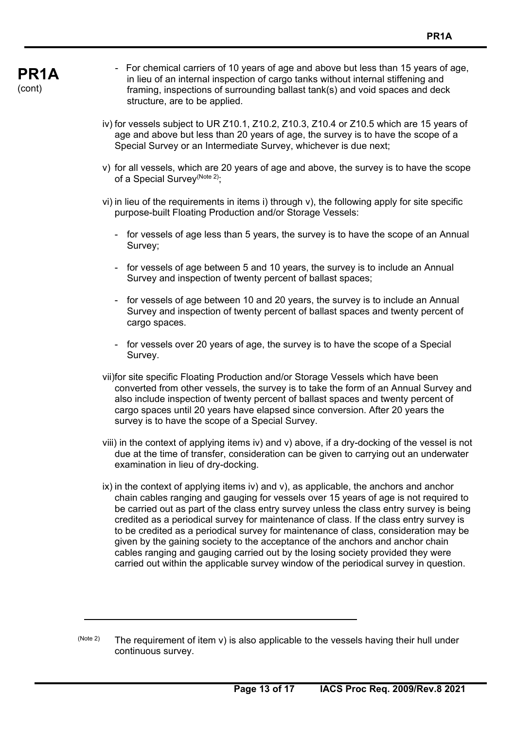- For chemical carriers of 10 years of age and above but less than 15 years of age, in lieu of an internal inspection of cargo tanks without internal stiffening and framing, inspections of surrounding ballast tank(s) and void spaces and deck structure, are to be applied.

iv) for vessels subject to UR Z10.1, Z10.2, Z10.3, Z10.4 or Z10.5 which are 15 years of age and above but less than 20 years of age, the survey is to have the scope of a Special Survey or an Intermediate Survey, whichever is due next;

v) for all vessels, which are 20 years of age and above, the survey is to have the scope of a Special Survey[(Note 2)];

vi) in lieu of the requirements in items i) through v), the following apply for site specific purpose-built Floating Production and/or Storage Vessels:

- for vessels of age less than 5 years, the survey is to have the scope of an Annual Survey;
- for vessels of age between 5 and 10 years, the survey is to include an Annual Survey and inspection of twenty percent of ballast spaces;
- for vessels of age between 10 and 20 years, the survey is to include an Annual Survey and inspection of twenty percent of ballast spaces and twenty percent of cargo spaces.
- for vessels over 20 years of age, the survey is to have the scope of a Special Survey.

vii) for site specific Floating Production and/or Storage Vessels which have been converted from other vessels, the survey is to take the form of an Annual Survey and also include inspection of twenty percent of ballast spaces and twenty percent of cargo spaces until 20 years have elapsed since conversion. After 20 years the survey is to have the scope of a Special Survey.

viii) in the context of applying items iv) and v) above, if a dry-docking of the vessel is not due at the time of transfer, consideration can be given to carrying out an underwater examination in lieu of dry-docking.

ix) in the context of applying items iv) and v), as applicable, the anchors and anchor chain cables ranging and gauging for vessels over 15 years of age is not required to be carried out as part of the class entry survey unless the class entry survey is being credited as a periodical survey for maintenance of class. If the class entry survey is to be credited as a periodical survey for maintenance of class, consideration may be given by the gaining society to the acceptance of the anchors and anchor chain cables ranging and gauging carried out by the losing society provided they were carried out within the applicable survey window of the periodical survey in question.

---

(Note 2) The requirement of item v) is also applicable to the vessels having their hull under continuous survey.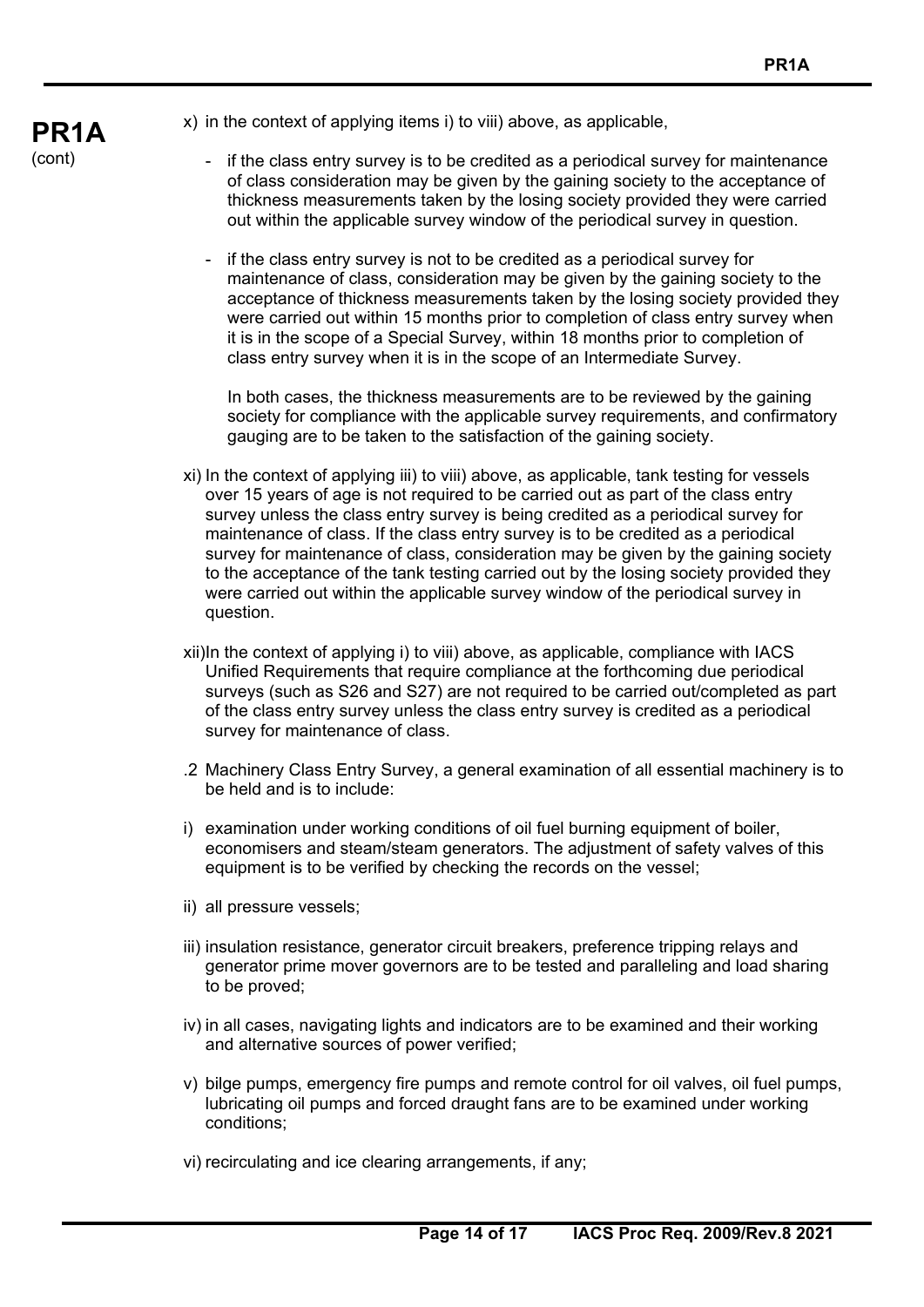x) in the context of applying items i) to viii) above, as applicable,

- if the class entry survey is to be credited as a periodical survey for maintenance of class consideration may be given by the gaining society to the acceptance of thickness measurements taken by the losing society provided they were carried out within the applicable survey window of the periodical survey in question.

- if the class entry survey is not to be credited as a periodical survey for maintenance of class, consideration may be given by the gaining society to the acceptance of thickness measurements taken by the losing society provided they were carried out within 15 months prior to completion of class entry survey when it is in the scope of a Special Survey, within 18 months prior to completion of class entry survey when it is in the scope of an Intermediate Survey.

  In both cases, the thickness measurements are to be reviewed by the gaining society for compliance with the applicable survey requirements, and confirmatory gauging are to be taken to the satisfaction of the gaining society.

xi) In the context of applying iii) to viii) above, as applicable, tank testing for vessels over 15 years of age is not required to be carried out as part of the class entry survey unless the class entry survey is being credited as a periodical survey for maintenance of class. If the class entry survey is to be credited as a periodical survey for maintenance of class, consideration may be given by the gaining society to the acceptance of the tank testing carried out by the losing society provided they were carried out within the applicable survey window of the periodical survey in question.

xii)In the context of applying i) to viii) above, as applicable, compliance with IACS Unified Requirements that require compliance at the forthcoming due periodical surveys (such as S26 and S27) are not required to be carried out/completed as part of the class entry survey unless the class entry survey is credited as a periodical survey for maintenance of class.

.2 Machinery Class Entry Survey, a general examination of all essential machinery is to be held and is to include:

i) examination under working conditions of oil fuel burning equipment of boiler, economisers and steam/steam generators. The adjustment of safety valves of this equipment is to be verified by checking the records on the vessel;

ii) all pressure vessels;

iii) insulation resistance, generator circuit breakers, preference tripping relays and generator prime mover governors are to be tested and paralleling and load sharing to be proved;

iv) in all cases, navigating lights and indicators are to be examined and their working and alternative sources of power verified;

v) bilge pumps, emergency fire pumps and remote control for oil valves, oil fuel pumps, lubricating oil pumps and forced draught fans are to be examined under working conditions;

vi) recirculating and ice clearing arrangements, if any;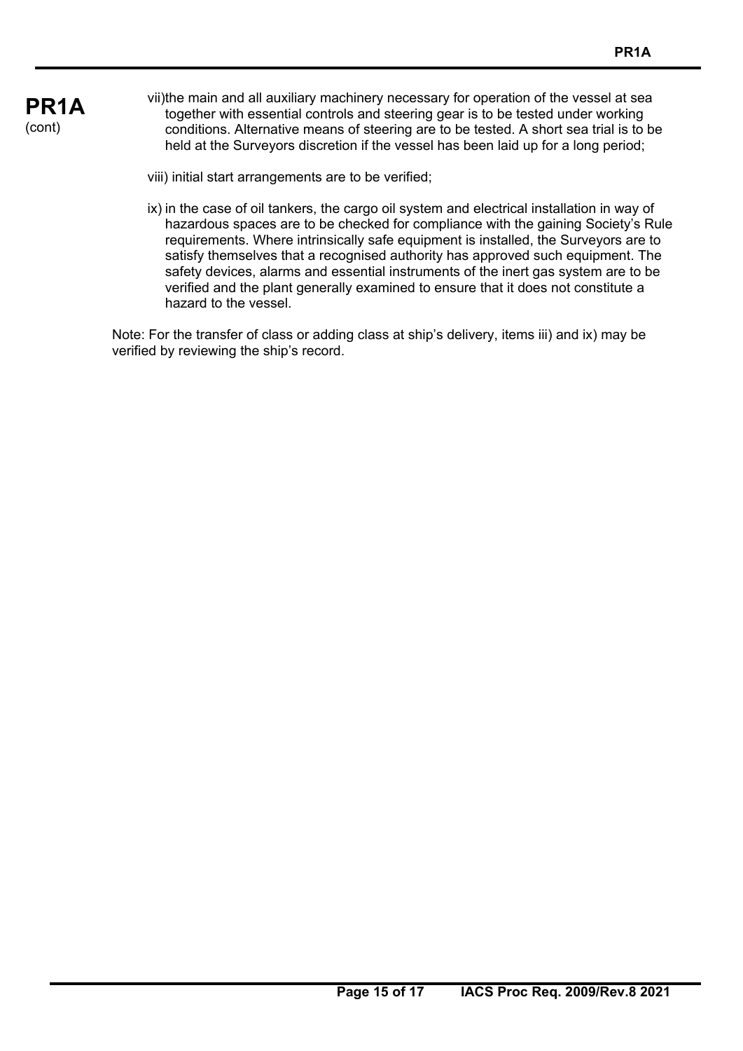**PR1A** (cont)

vii) the main and all auxiliary machinery necessary for operation of the vessel at sea together with essential controls and steering gear is to be tested under working conditions. Alternative means of steering are to be tested. A short sea trial is to be held at the Surveyors discretion if the vessel has been laid up for a long period;

viii) initial start arrangements are to be verified;

ix) in the case of oil tankers, the cargo oil system and electrical installation in way of hazardous spaces are to be checked for compliance with the gaining Society's Rule requirements. Where intrinsically safe equipment is installed, the Surveyors are to satisfy themselves that a recognised authority has approved such equipment. The safety devices, alarms and essential instruments of the inert gas system are to be verified and the plant generally examined to ensure that it does not constitute a hazard to the vessel.

Note: For the transfer of class or adding class at ship's delivery, items iii) and ix) may be verified by reviewing the ship's record.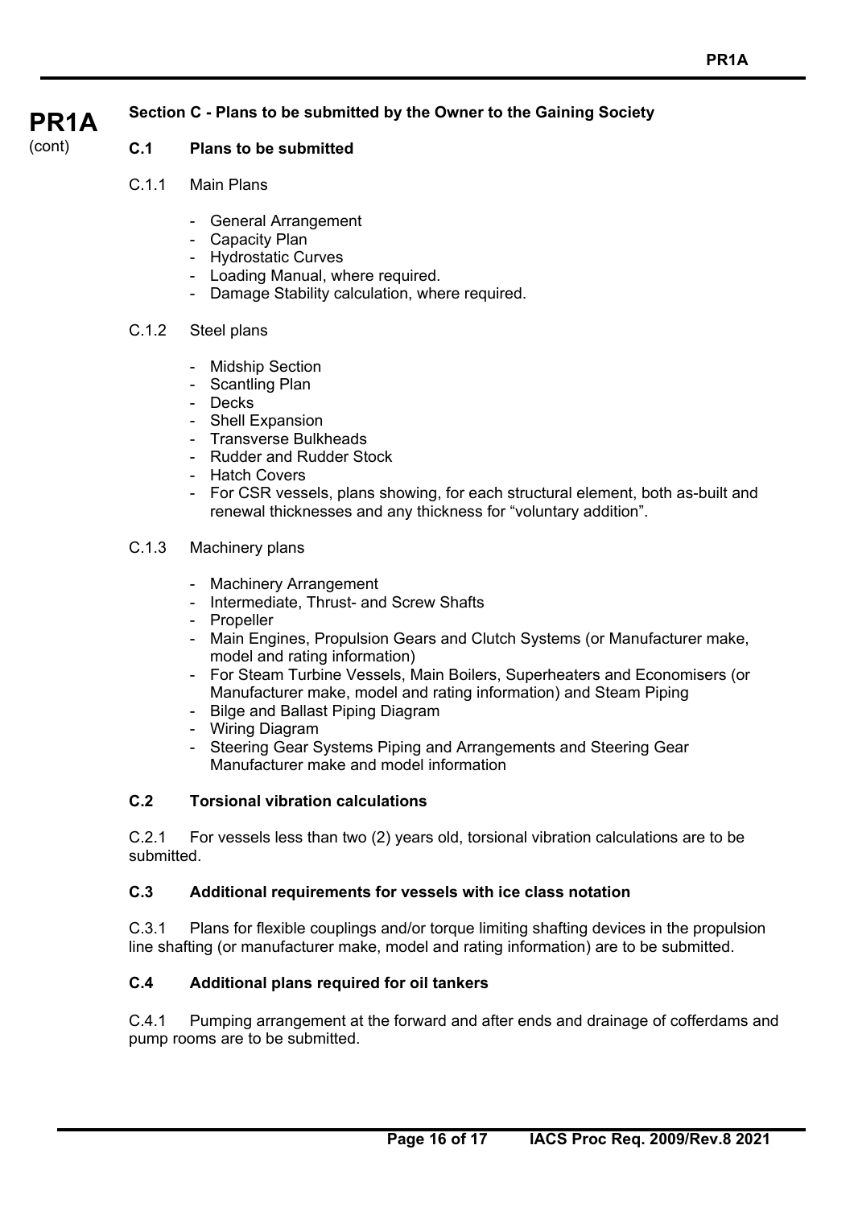**PR1A** (cont)

## Section C - Plans to be submitted by the Owner to the Gaining Society

### C.1 Plans to be submitted

C.1.1 Main Plans

- General Arrangement
- Capacity Plan
- Hydrostatic Curves
- Loading Manual, where required.
- Damage Stability calculation, where required.

C.1.2 Steel plans

- Midship Section
- Scantling Plan
- Decks
- Shell Expansion
- Transverse Bulkheads
- Rudder and Rudder Stock
- Hatch Covers
- For CSR vessels, plans showing, for each structural element, both as-built and renewal thicknesses and any thickness for "voluntary addition".

C.1.3 Machinery plans

- Machinery Arrangement
- Intermediate, Thrust- and Screw Shafts
- Propeller
- Main Engines, Propulsion Gears and Clutch Systems (or Manufacturer make, model and rating information)
- For Steam Turbine Vessels, Main Boilers, Superheaters and Economisers (or Manufacturer make, model and rating information) and Steam Piping
- Bilge and Ballast Piping Diagram
- Wiring Diagram
- Steering Gear Systems Piping and Arrangements and Steering Gear Manufacturer make and model information

### C.2 Torsional vibration calculations

C.2.1 For vessels less than two (2) years old, torsional vibration calculations are to be submitted.

### C.3 Additional requirements for vessels with ice class notation

C.3.1 Plans for flexible couplings and/or torque limiting shafting devices in the propulsion line shafting (or manufacturer make, model and rating information) are to be submitted.

### C.4 Additional plans required for oil tankers

C.4.1 Pumping arrangement at the forward and after ends and drainage of cofferdams and pump rooms are to be submitted.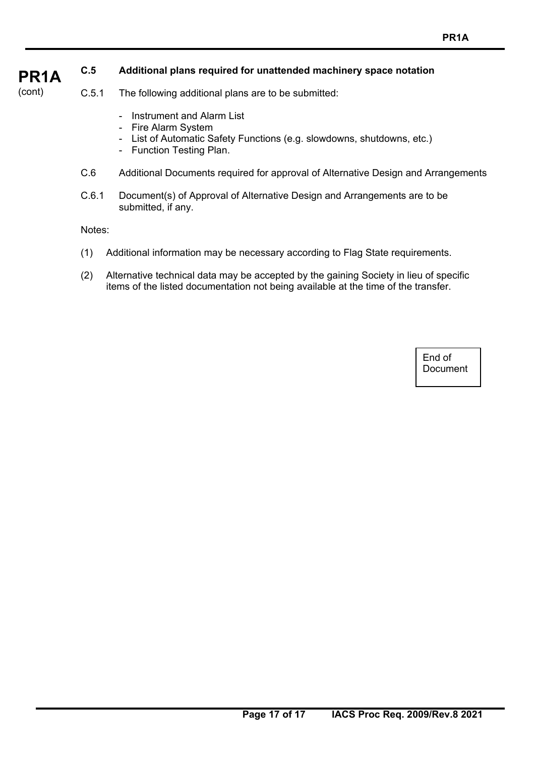**PR1A** (cont)

### C.5 Additional plans required for unattended machinery space notation

C.5.1 The following additional plans are to be submitted:

- Instrument and Alarm List
- Fire Alarm System
- List of Automatic Safety Functions (e.g. slowdowns, shutdowns, etc.)
- Function Testing Plan.

C.6 Additional Documents required for approval of Alternative Design and Arrangements

C.6.1 Document(s) of Approval of Alternative Design and Arrangements are to be submitted, if any.

Notes:

(1) Additional information may be necessary according to Flag State requirements.

(2) Alternative technical data may be accepted by the gaining Society in lieu of specific items of the listed documentation not being available at the time of the transfer.

End of Document